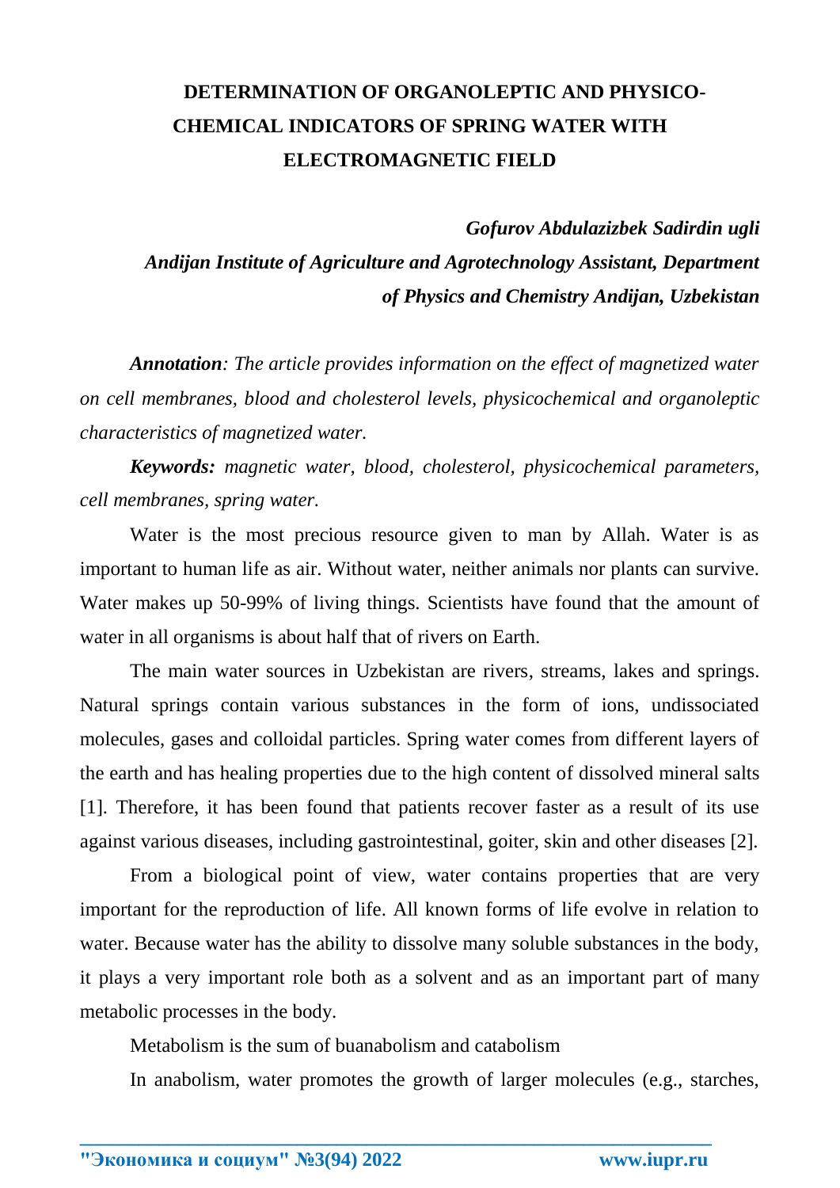# DETERMINATION OF ORGANOLEPTIC AND PHYSICO-CHEMICAL INDICATORS OF SPRING WATER WITH ELECTROMAGNETIC FIELD

***Gofurov Abdulazizbek Sadirdin ugli***

***Andijan Institute of Agriculture and Agrotechnology Assistant, Department of Physics and Chemistry Andijan, Uzbekistan***

***Annotation**: The article provides information on the effect of magnetized water on cell membranes, blood and cholesterol levels, physicochemical and organoleptic characteristics of magnetized water.*

***Keywords:** magnetic water, blood, cholesterol, physicochemical parameters, cell membranes, spring water.*

Water is the most precious resource given to man by Allah. Water is as important to human life as air. Without water, neither animals nor plants can survive. Water makes up 50-99% of living things. Scientists have found that the amount of water in all organisms is about half that of rivers on Earth.

The main water sources in Uzbekistan are rivers, streams, lakes and springs. Natural springs contain various substances in the form of ions, undissociated molecules, gases and colloidal particles. Spring water comes from different layers of the earth and has healing properties due to the high content of dissolved mineral salts [1]. Therefore, it has been found that patients recover faster as a result of its use against various diseases, including gastrointestinal, goiter, skin and other diseases [2].

From a biological point of view, water contains properties that are very important for the reproduction of life. All known forms of life evolve in relation to water. Because water has the ability to dissolve many soluble substances in the body, it plays a very important role both as a solvent and as an important part of many metabolic processes in the body.

Metabolism is the sum of buanabolism and catabolism

In anabolism, water promotes the growth of larger molecules (e.g., starches,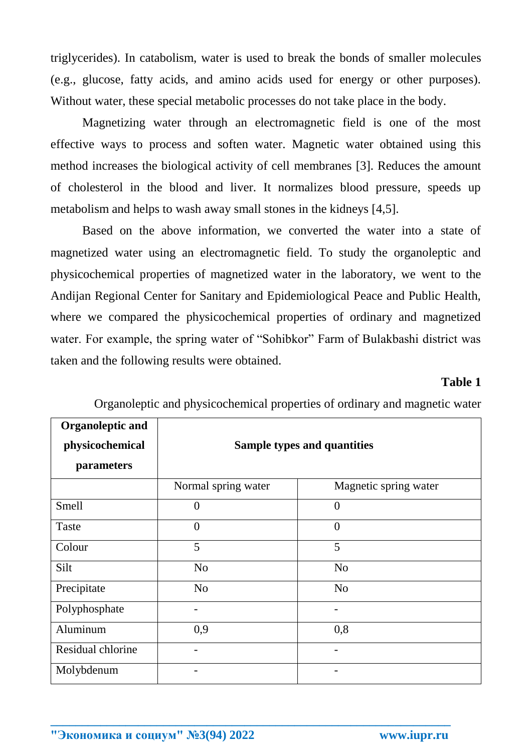triglycerides). In catabolism, water is used to break the bonds of smaller molecules (e.g., glucose, fatty acids, and amino acids used for energy or other purposes). Without water, these special metabolic processes do not take place in the body.

Magnetizing water through an electromagnetic field is one of the most effective ways to process and soften water. Magnetic water obtained using this method increases the biological activity of cell membranes [3]. Reduces the amount of cholesterol in the blood and liver. It normalizes blood pressure, speeds up metabolism and helps to wash away small stones in the kidneys [4,5].

Based on the above information, we converted the water into a state of magnetized water using an electromagnetic field. To study the organoleptic and physicochemical properties of magnetized water in the laboratory, we went to the Andijan Regional Center for Sanitary and Epidemiological Peace and Public Health, where we compared the physicochemical properties of ordinary and magnetized water. For example, the spring water of "Sohibkor" Farm of Bulakbashi district was taken and the following results were obtained.

**Table 1**

Organoleptic and physicochemical properties of ordinary and magnetic water

| **Organoleptic and physicochemical parameters** | **Sample types and quantities** | |
|---|---|---|
| | Normal spring water | Magnetic spring water |
| Smell | 0 | 0 |
| Taste | 0 | 0 |
| Colour | 5 | 5 |
| Silt | No | No |
| Precipitate | No | No |
| Polyphosphate | - | - |
| Aluminum | 0,9 | 0,8 |
| Residual chlorine | - | - |
| Molybdenum | - | - |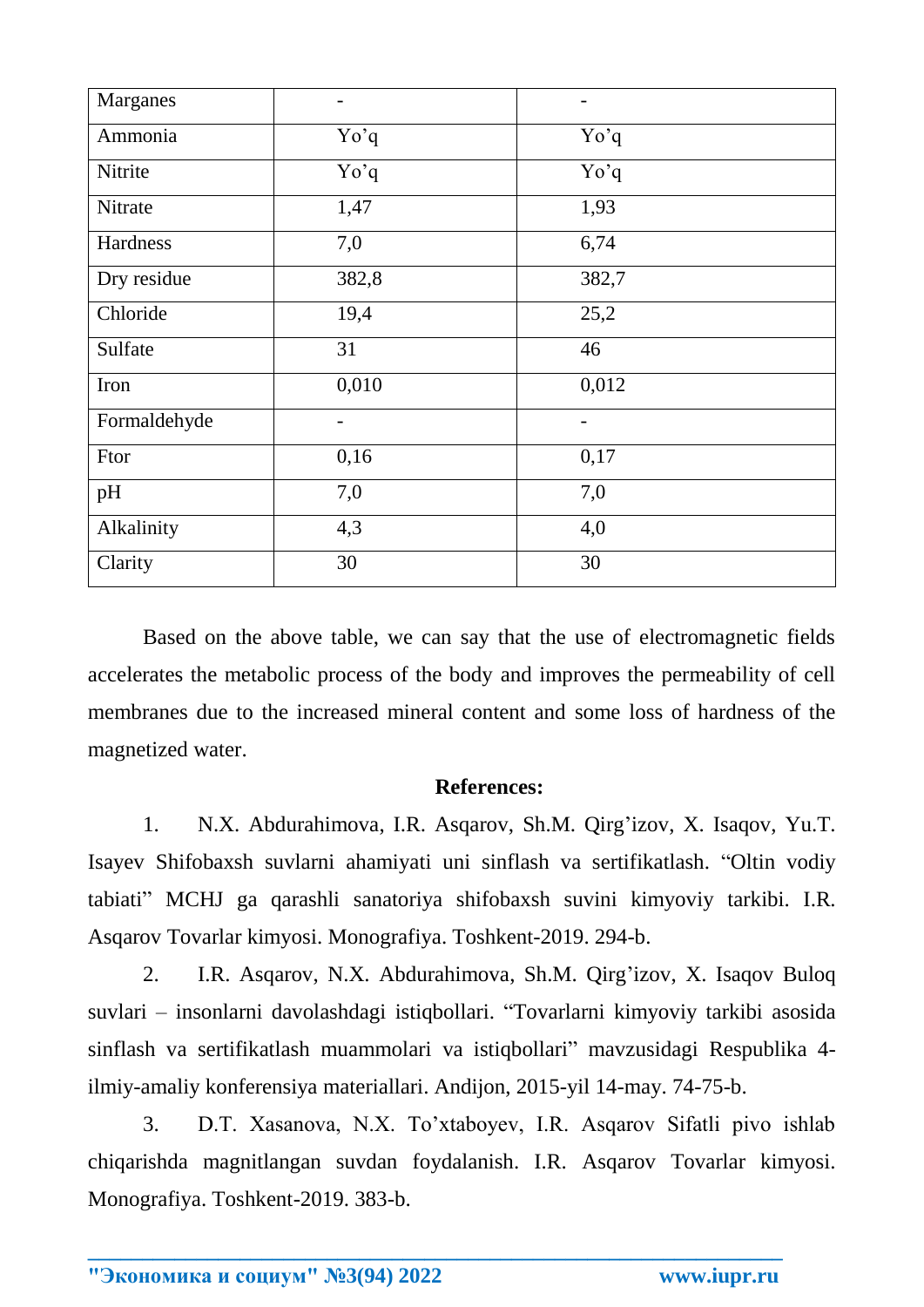| Marganes | - | - |
| --- | --- | --- |
| Ammonia | Yo’q | Yo’q |
| Nitrite | Yo’q | Yo’q |
| Nitrate | 1,47 | 1,93 |
| Hardness | 7,0 | 6,74 |
| Dry residue | 382,8 | 382,7 |
| Chloride | 19,4 | 25,2 |
| Sulfate | 31 | 46 |
| Iron | 0,010 | 0,012 |
| Formaldehyde | - | - |
| Ftor | 0,16 | 0,17 |
| pH | 7,0 | 7,0 |
| Alkalinity | 4,3 | 4,0 |
| Clarity | 30 | 30 |

Based on the above table, we can say that the use of electromagnetic fields accelerates the metabolic process of the body and improves the permeability of cell membranes due to the increased mineral content and some loss of hardness of the magnetized water.

**References:**

1. N.X. Abdurahimova, I.R. Asqarov, Sh.M. Qirg’izov, X. Isaqov, Yu.T. Isayev Shifobaxsh suvlarni ahamiyati uni sinflash va sertifikatlash. “Oltin vodiy tabiati” MCHJ ga qarashli sanatoriya shifobaxsh suvini kimyoviy tarkibi. I.R. Asqarov Tovarlar kimyosi. Monografiya. Toshkent-2019. 294-b.
2. I.R. Asqarov, N.X. Abdurahimova, Sh.M. Qirg’izov, X. Isaqov Buloq suvlari – insonlarni davolashdagi istiqbollari. “Tovarlarni kimyoviy tarkibi asosida sinflash va sertifikatlash muammolari va istiqbollari” mavzusidagi Respublika 4-ilmiy-amaliy konferensiya materiallari. Andijon, 2015-yil 14-may. 74-75-b.
3. D.T. Xasanova, N.X. To’xtaboyev, I.R. Asqarov Sifatli pivo ishlab chiqarishda magnitlangan suvdan foydalanish. I.R. Asqarov Tovarlar kimyosi. Monografiya. Toshkent-2019. 383-b.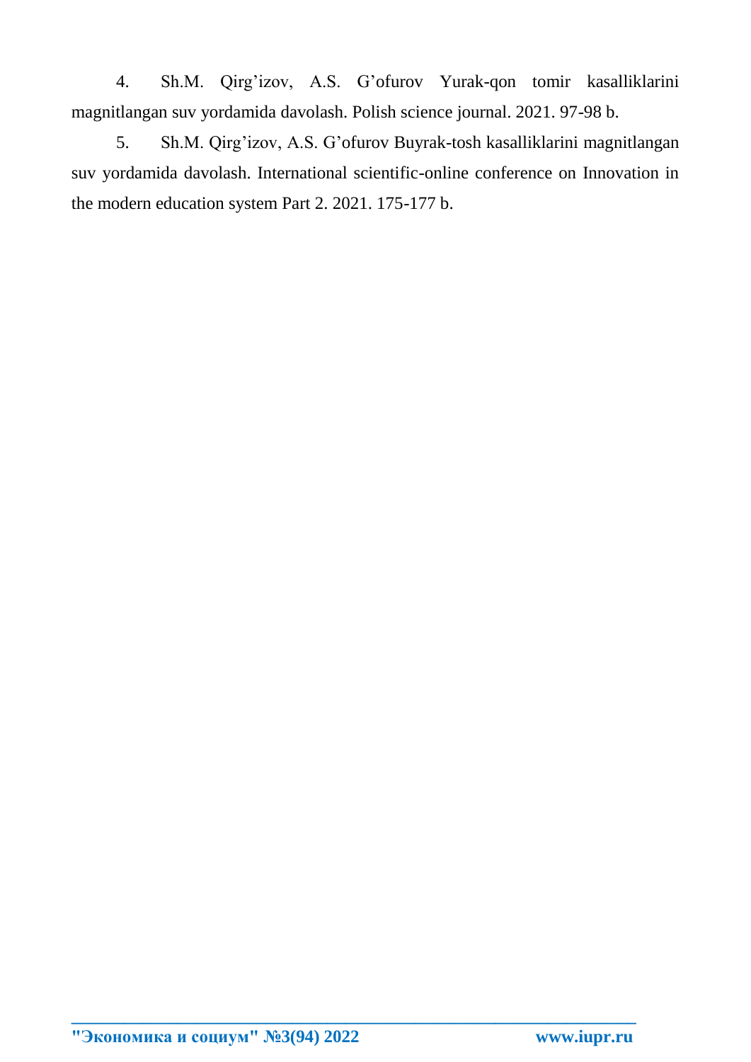4. Sh.M. Qirg'izov, A.S. G'ofurov Yurak-qon tomir kasalliklarini magnitlangan suv yordamida davolash. Polish science journal. 2021. 97-98 b.
5. Sh.M. Qirg'izov, A.S. G'ofurov Buyrak-tosh kasalliklarini magnitlangan suv yordamida davolash. International scientific-online conference on Innovation in the modern education system Part 2. 2021. 175-177 b.